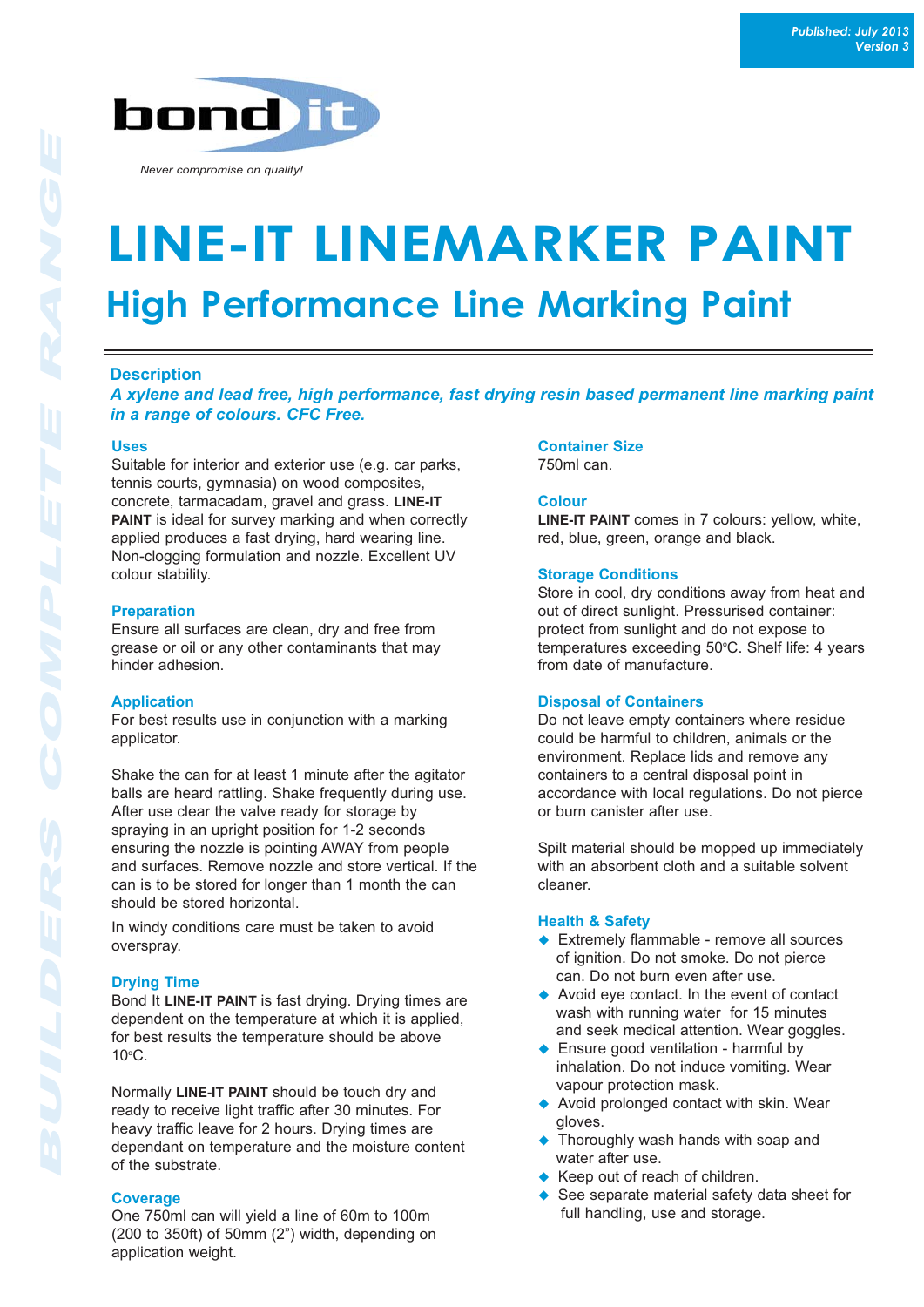Published: July 2013
Version 3

bond it

*Never compromise on quality!*

# LINE-IT LINEMARKER PAINT

## High Performance Line Marking Paint

### Description

***A xylene and lead free, high performance, fast drying resin based permanent line marking paint in a range of colours. CFC Free.***

### Uses

Suitable for interior and exterior use (e.g. car parks, tennis courts, gymnasia) on wood composites, concrete, tarmacadam, gravel and grass. **LINE-IT PAINT** is ideal for survey marking and when correctly applied produces a fast drying, hard wearing line. Non-clogging formulation and nozzle. Excellent UV colour stability.

### Preparation

Ensure all surfaces are clean, dry and free from grease or oil or any other contaminants that may hinder adhesion.

### Application

For best results use in conjunction with a marking applicator.

Shake the can for at least 1 minute after the agitator balls are heard rattling. Shake frequently during use. After use clear the valve ready for storage by spraying in an upright position for 1-2 seconds ensuring the nozzle is pointing AWAY from people and surfaces. Remove nozzle and store vertical. If the can is to be stored for longer than 1 month the can should be stored horizontal.

In windy conditions care must be taken to avoid overspray.

### Drying Time

Bond It **LINE-IT PAINT** is fast drying. Drying times are dependent on the temperature at which it is applied, for best results the temperature should be above 10°C.

Normally **LINE-IT PAINT** should be touch dry and ready to receive light traffic after 30 minutes. For heavy traffic leave for 2 hours. Drying times are dependant on temperature and the moisture content of the substrate.

### Coverage

One 750ml can will yield a line of 60m to 100m (200 to 350ft) of 50mm (2") width, depending on application weight.

### Container Size

750ml can.

### Colour

**LINE-IT PAINT** comes in 7 colours: yellow, white, red, blue, green, orange and black.

### Storage Conditions

Store in cool, dry conditions away from heat and out of direct sunlight. Pressurised container: protect from sunlight and do not expose to temperatures exceeding 50°C. Shelf life: 4 years from date of manufacture.

### Disposal of Containers

Do not leave empty containers where residue could be harmful to children, animals or the environment. Replace lids and remove any containers to a central disposal point in accordance with local regulations. Do not pierce or burn canister after use.

Spilt material should be mopped up immediately with an absorbent cloth and a suitable solvent cleaner.

### Health & Safety

- Extremely flammable - remove all sources of ignition. Do not smoke. Do not pierce can. Do not burn even after use.
- Avoid eye contact. In the event of contact wash with running water for 15 minutes and seek medical attention. Wear goggles.
- Ensure good ventilation - harmful by inhalation. Do not induce vomiting. Wear vapour protection mask.
- Avoid prolonged contact with skin. Wear gloves.
- Thoroughly wash hands with soap and water after use.
- Keep out of reach of children.
- See separate material safety data sheet for full handling, use and storage.

BUILDERS COMPLETE RANGE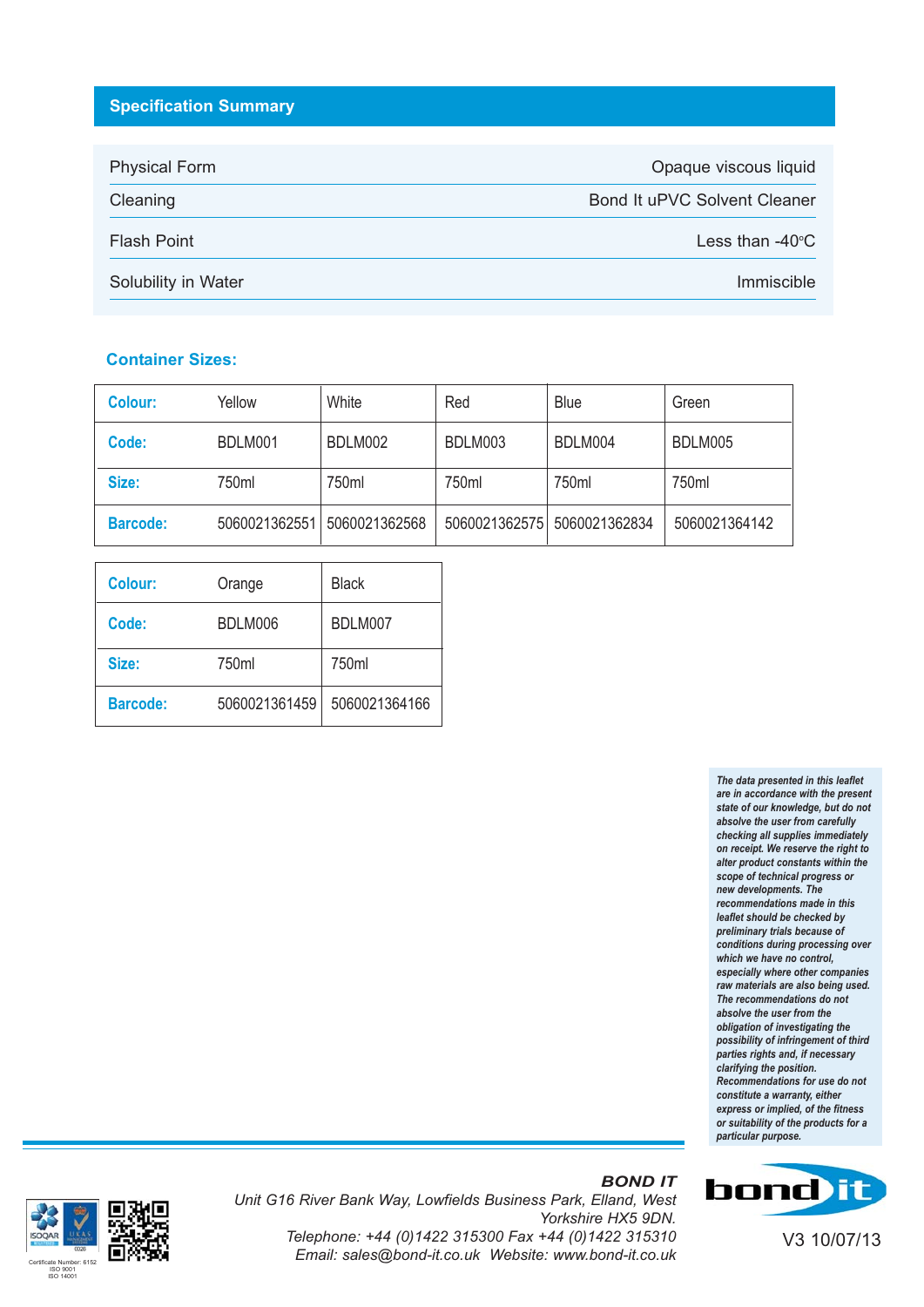## Specification Summary

| | |
|---|---|
| Physical Form | Opaque viscous liquid |
| Cleaning | Bond It uPVC Solvent Cleaner |
| Flash Point | Less than -40°C |
| Solubility in Water | Immiscible |

### Container Sizes:

| | | | | | |
|---|---|---|---|---|---|
| **Colour:** | Yellow | White | Red | Blue | Green |
| **Code:** | BDLM001 | BDLM002 | BDLM003 | BDLM004 | BDLM005 |
| **Size:** | 750ml | 750ml | 750ml | 750ml | 750ml |
| **Barcode:** | 5060021362551 | 5060021362568 | 5060021362575 | 5060021362834 | 5060021364142 |

| | | |
|---|---|---|
| **Colour:** | Orange | Black |
| **Code:** | BDLM006 | BDLM007 |
| **Size:** | 750ml | 750ml |
| **Barcode:** | 5060021361459 | 5060021364166 |

*The data presented in this leaflet are in accordance with the present state of our knowledge, but do not absolve the user from carefully checking all supplies immediately on receipt. We reserve the right to alter product constants within the scope of technical progress or new developments. The recommendations made in this leaflet should be checked by preliminary trials because of conditions during processing over which we have no control, especially where other companies raw materials are also being used. The recommendations do not absolve the user from the obligation of investigating the possibility of infringement of third parties rights and, if necessary clarifying the position. Recommendations for use do not constitute a warranty, either express or implied, of the fitness or suitability of the products for a particular purpose.*

***BOND IT***
*Unit G16 River Bank Way, Lowfields Business Park, Elland, West Yorkshire HX5 9DN.*
*Telephone: +44 (0)1422 315300 Fax +44 (0)1422 315310*
*Email: sales@bond-it.co.uk Website: www.bond-it.co.uk*

bond it

V3 10/07/13

Certificate Number: 6152
ISO 9001
ISO 14001